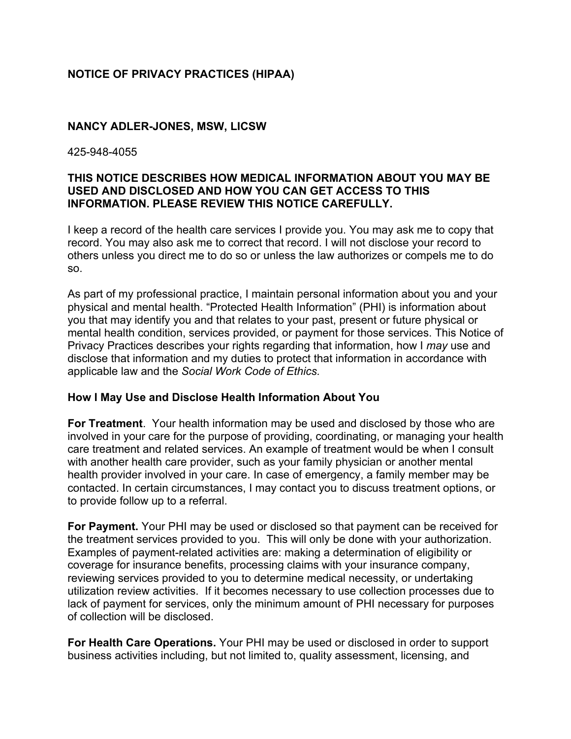# NOTICE OF PRIVACY PRACTICES (HIPAA)

## NANCY ADLER-JONES, MSW, LICSW

425-948-4055

**THIS NOTICE DESCRIBES HOW MEDICAL INFORMATION ABOUT YOU MAY BE USED AND DISCLOSED AND HOW YOU CAN GET ACCESS TO THIS INFORMATION. PLEASE REVIEW THIS NOTICE CAREFULLY.**

I keep a record of the health care services I provide you. You may ask me to copy that record. You may also ask me to correct that record. I will not disclose your record to others unless you direct me to do so or unless the law authorizes or compels me to do so.

As part of my professional practice, I maintain personal information about you and your physical and mental health. "Protected Health Information" (PHI) is information about you that may identify you and that relates to your past, present or future physical or mental health condition, services provided, or payment for those services. This Notice of Privacy Practices describes your rights regarding that information, how I *may* use and disclose that information and my duties to protect that information in accordance with applicable law and the *Social Work Code of Ethics.*

### How I May Use and Disclose Health Information About You

**For Treatment**. Your health information may be used and disclosed by those who are involved in your care for the purpose of providing, coordinating, or managing your health care treatment and related services. An example of treatment would be when I consult with another health care provider, such as your family physician or another mental health provider involved in your care. In case of emergency, a family member may be contacted. In certain circumstances, I may contact you to discuss treatment options, or to provide follow up to a referral.

**For Payment.** Your PHI may be used or disclosed so that payment can be received for the treatment services provided to you. This will only be done with your authorization. Examples of payment-related activities are: making a determination of eligibility or coverage for insurance benefits, processing claims with your insurance company, reviewing services provided to you to determine medical necessity, or undertaking utilization review activities. If it becomes necessary to use collection processes due to lack of payment for services, only the minimum amount of PHI necessary for purposes of collection will be disclosed.

**For Health Care Operations.** Your PHI may be used or disclosed in order to support business activities including, but not limited to, quality assessment, licensing, and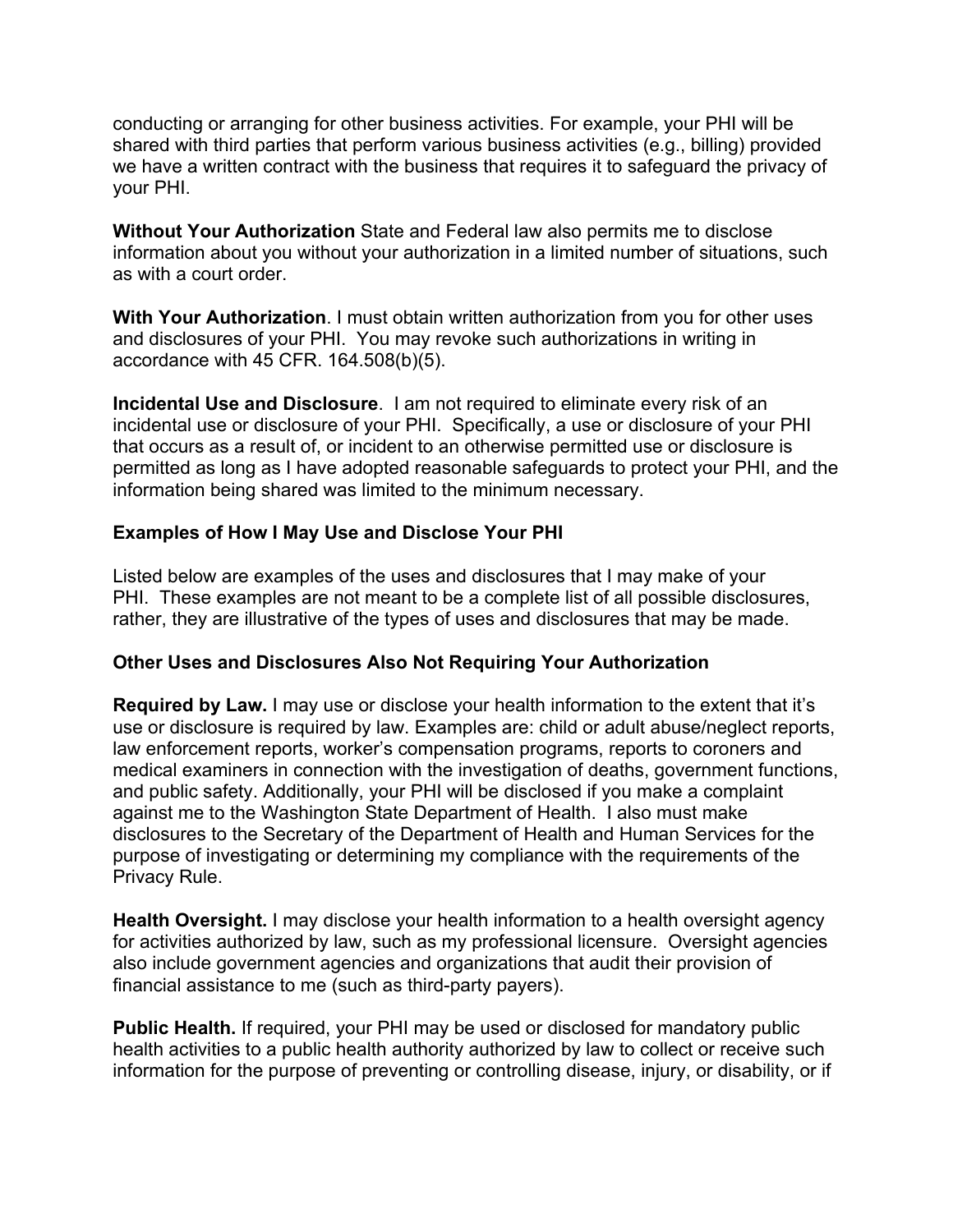conducting or arranging for other business activities. For example, your PHI will be shared with third parties that perform various business activities (e.g., billing) provided we have a written contract with the business that requires it to safeguard the privacy of your PHI.

**Without Your Authorization** State and Federal law also permits me to disclose information about you without your authorization in a limited number of situations, such as with a court order.

**With Your Authorization**. I must obtain written authorization from you for other uses and disclosures of your PHI. You may revoke such authorizations in writing in accordance with 45 CFR. 164.508(b)(5).

**Incidental Use and Disclosure**. I am not required to eliminate every risk of an incidental use or disclosure of your PHI. Specifically, a use or disclosure of your PHI that occurs as a result of, or incident to an otherwise permitted use or disclosure is permitted as long as I have adopted reasonable safeguards to protect your PHI, and the information being shared was limited to the minimum necessary.

**Examples of How I May Use and Disclose Your PHI**

Listed below are examples of the uses and disclosures that I may make of your PHI. These examples are not meant to be a complete list of all possible disclosures, rather, they are illustrative of the types of uses and disclosures that may be made.

**Other Uses and Disclosures Also Not Requiring Your Authorization**

**Required by Law.** I may use or disclose your health information to the extent that it's use or disclosure is required by law. Examples are: child or adult abuse/neglect reports, law enforcement reports, worker's compensation programs, reports to coroners and medical examiners in connection with the investigation of deaths, government functions, and public safety. Additionally, your PHI will be disclosed if you make a complaint against me to the Washington State Department of Health. I also must make disclosures to the Secretary of the Department of Health and Human Services for the purpose of investigating or determining my compliance with the requirements of the Privacy Rule.

**Health Oversight.** I may disclose your health information to a health oversight agency for activities authorized by law, such as my professional licensure. Oversight agencies also include government agencies and organizations that audit their provision of financial assistance to me (such as third-party payers).

**Public Health.** If required, your PHI may be used or disclosed for mandatory public health activities to a public health authority authorized by law to collect or receive such information for the purpose of preventing or controlling disease, injury, or disability, or if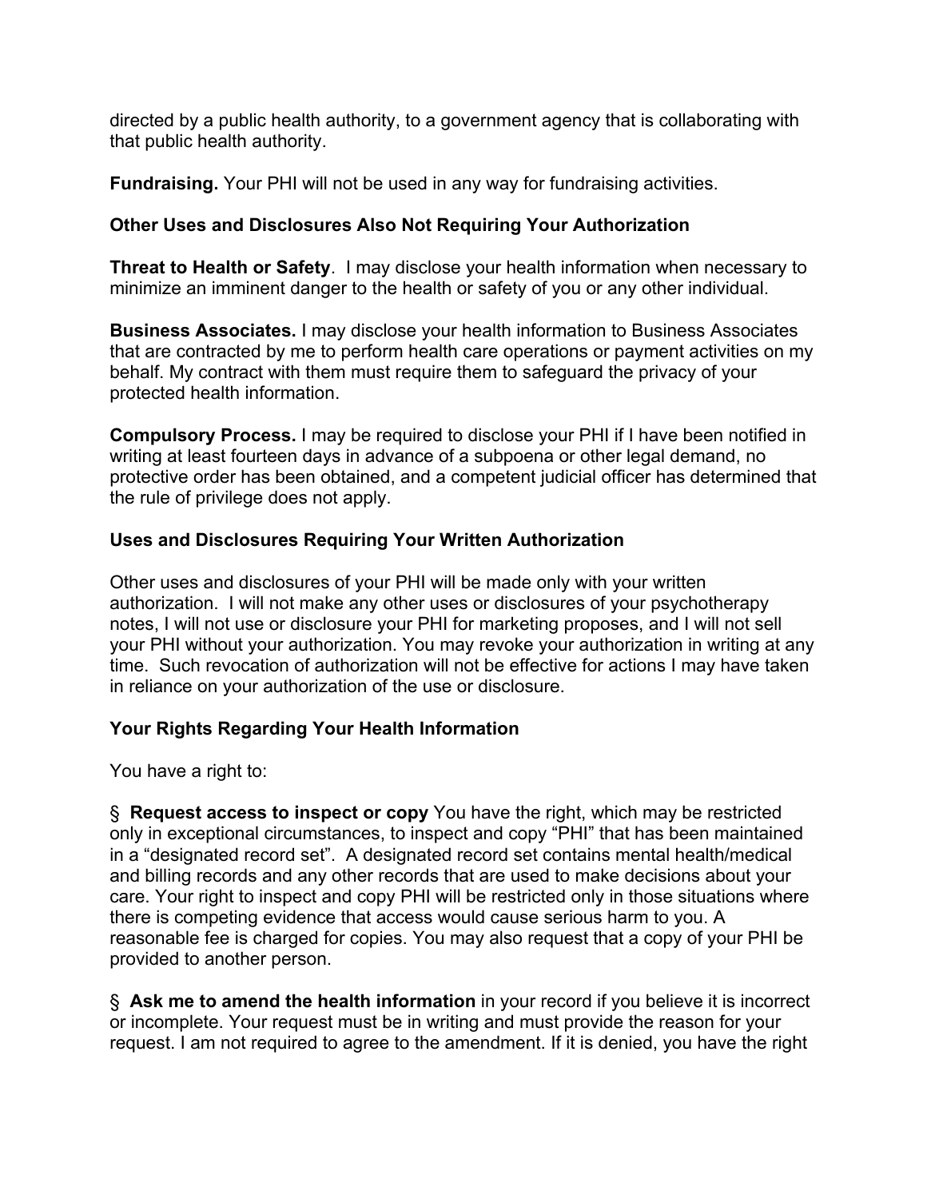directed by a public health authority, to a government agency that is collaborating with that public health authority.

**Fundraising.** Your PHI will not be used in any way for fundraising activities.

### Other Uses and Disclosures Also Not Requiring Your Authorization

**Threat to Health or Safety**. I may disclose your health information when necessary to minimize an imminent danger to the health or safety of you or any other individual.

**Business Associates.** I may disclose your health information to Business Associates that are contracted by me to perform health care operations or payment activities on my behalf. My contract with them must require them to safeguard the privacy of your protected health information.

**Compulsory Process.** I may be required to disclose your PHI if I have been notified in writing at least fourteen days in advance of a subpoena or other legal demand, no protective order has been obtained, and a competent judicial officer has determined that the rule of privilege does not apply.

### Uses and Disclosures Requiring Your Written Authorization

Other uses and disclosures of your PHI will be made only with your written authorization. I will not make any other uses or disclosures of your psychotherapy notes, I will not use or disclosure your PHI for marketing proposes, and I will not sell your PHI without your authorization. You may revoke your authorization in writing at any time. Such revocation of authorization will not be effective for actions I may have taken in reliance on your authorization of the use or disclosure.

### Your Rights Regarding Your Health Information

You have a right to:

§ **Request access to inspect or copy** You have the right, which may be restricted only in exceptional circumstances, to inspect and copy "PHI" that has been maintained in a "designated record set". A designated record set contains mental health/medical and billing records and any other records that are used to make decisions about your care. Your right to inspect and copy PHI will be restricted only in those situations where there is competing evidence that access would cause serious harm to you. A reasonable fee is charged for copies. You may also request that a copy of your PHI be provided to another person.

§ **Ask me to amend the health information** in your record if you believe it is incorrect or incomplete. Your request must be in writing and must provide the reason for your request. I am not required to agree to the amendment. If it is denied, you have the right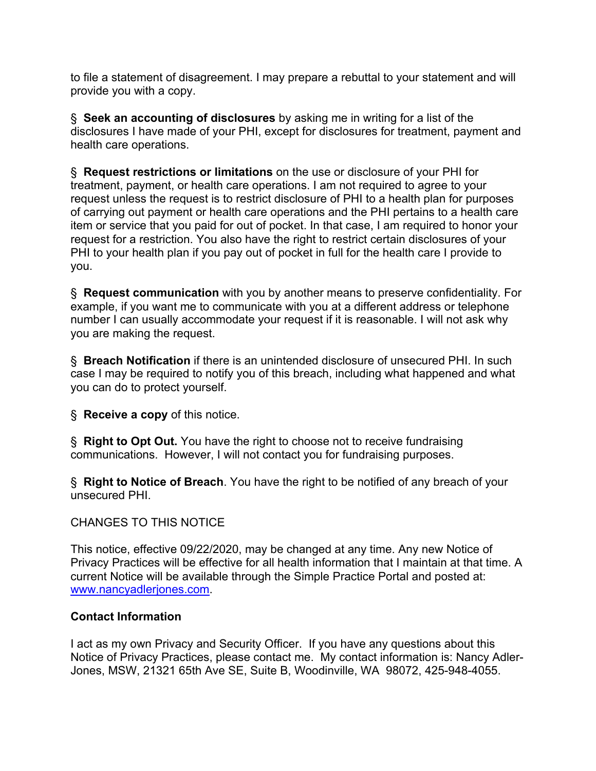to file a statement of disagreement. I may prepare a rebuttal to your statement and will provide you with a copy.

§ **Seek an accounting of disclosures** by asking me in writing for a list of the disclosures I have made of your PHI, except for disclosures for treatment, payment and health care operations.

§ **Request restrictions or limitations** on the use or disclosure of your PHI for treatment, payment, or health care operations. I am not required to agree to your request unless the request is to restrict disclosure of PHI to a health plan for purposes of carrying out payment or health care operations and the PHI pertains to a health care item or service that you paid for out of pocket. In that case, I am required to honor your request for a restriction. You also have the right to restrict certain disclosures of your PHI to your health plan if you pay out of pocket in full for the health care I provide to you.

§ **Request communication** with you by another means to preserve confidentiality. For example, if you want me to communicate with you at a different address or telephone number I can usually accommodate your request if it is reasonable. I will not ask why you are making the request.

§ **Breach Notification** if there is an unintended disclosure of unsecured PHI. In such case I may be required to notify you of this breach, including what happened and what you can do to protect yourself.

§ **Receive a copy** of this notice.

§ **Right to Opt Out.** You have the right to choose not to receive fundraising communications. However, I will not contact you for fundraising purposes.

§ **Right to Notice of Breach**. You have the right to be notified of any breach of your unsecured PHI.

CHANGES TO THIS NOTICE

This notice, effective 09/22/2020, may be changed at any time. Any new Notice of Privacy Practices will be effective for all health information that I maintain at that time. A current Notice will be available through the Simple Practice Portal and posted at: [www.nancyadlerjones.com](http://www.nancyadlerjones.com).

**Contact Information**

I act as my own Privacy and Security Officer. If you have any questions about this Notice of Privacy Practices, please contact me. My contact information is: Nancy Adler-Jones, MSW, 21321 65th Ave SE, Suite B, Woodinville, WA 98072, 425-948-4055.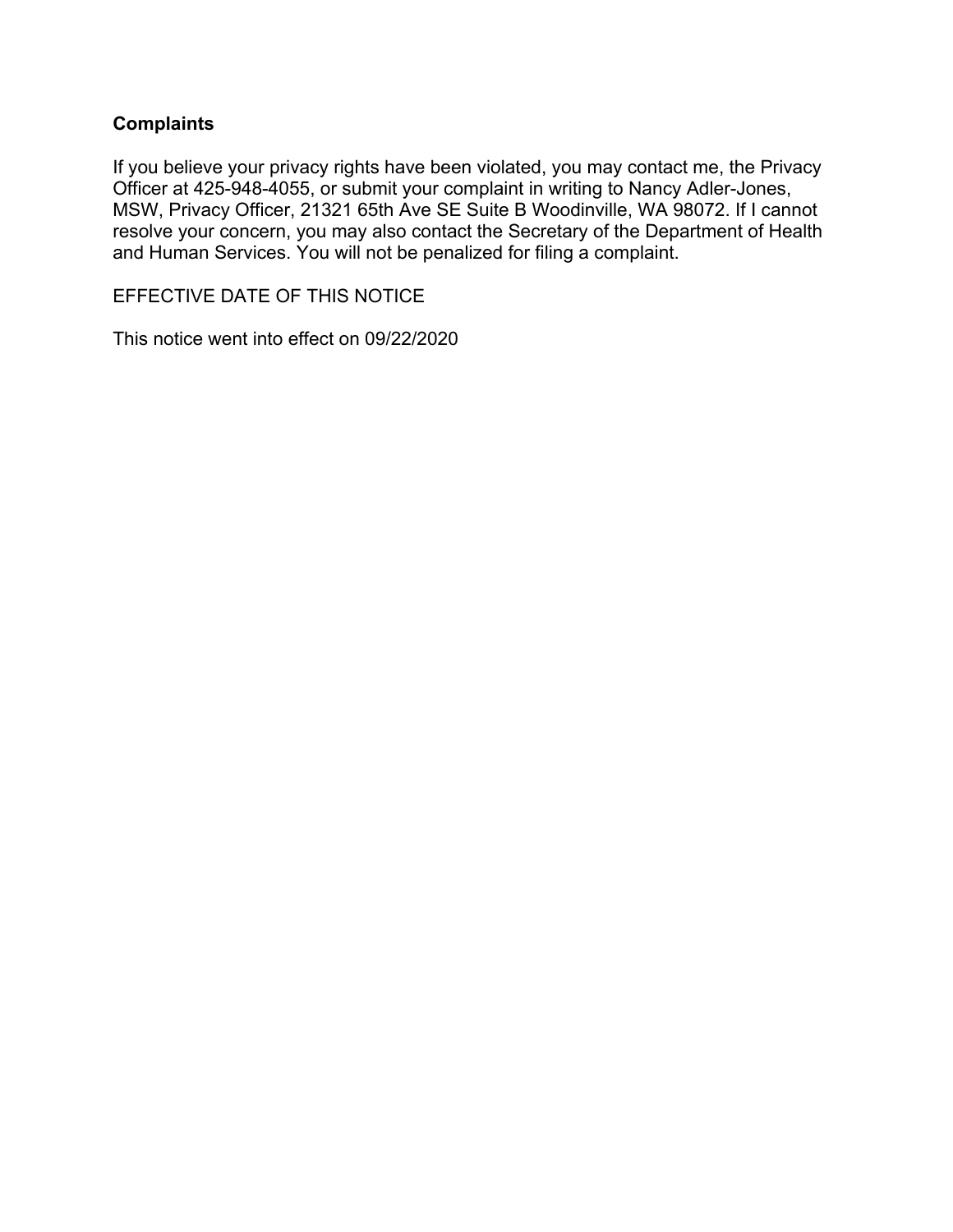**Complaints**

If you believe your privacy rights have been violated, you may contact me, the Privacy Officer at 425-948-4055, or submit your complaint in writing to Nancy Adler-Jones, MSW, Privacy Officer, 21321 65th Ave SE Suite B Woodinville, WA 98072. If I cannot resolve your concern, you may also contact the Secretary of the Department of Health and Human Services. You will not be penalized for filing a complaint.

EFFECTIVE DATE OF THIS NOTICE

This notice went into effect on 09/22/2020